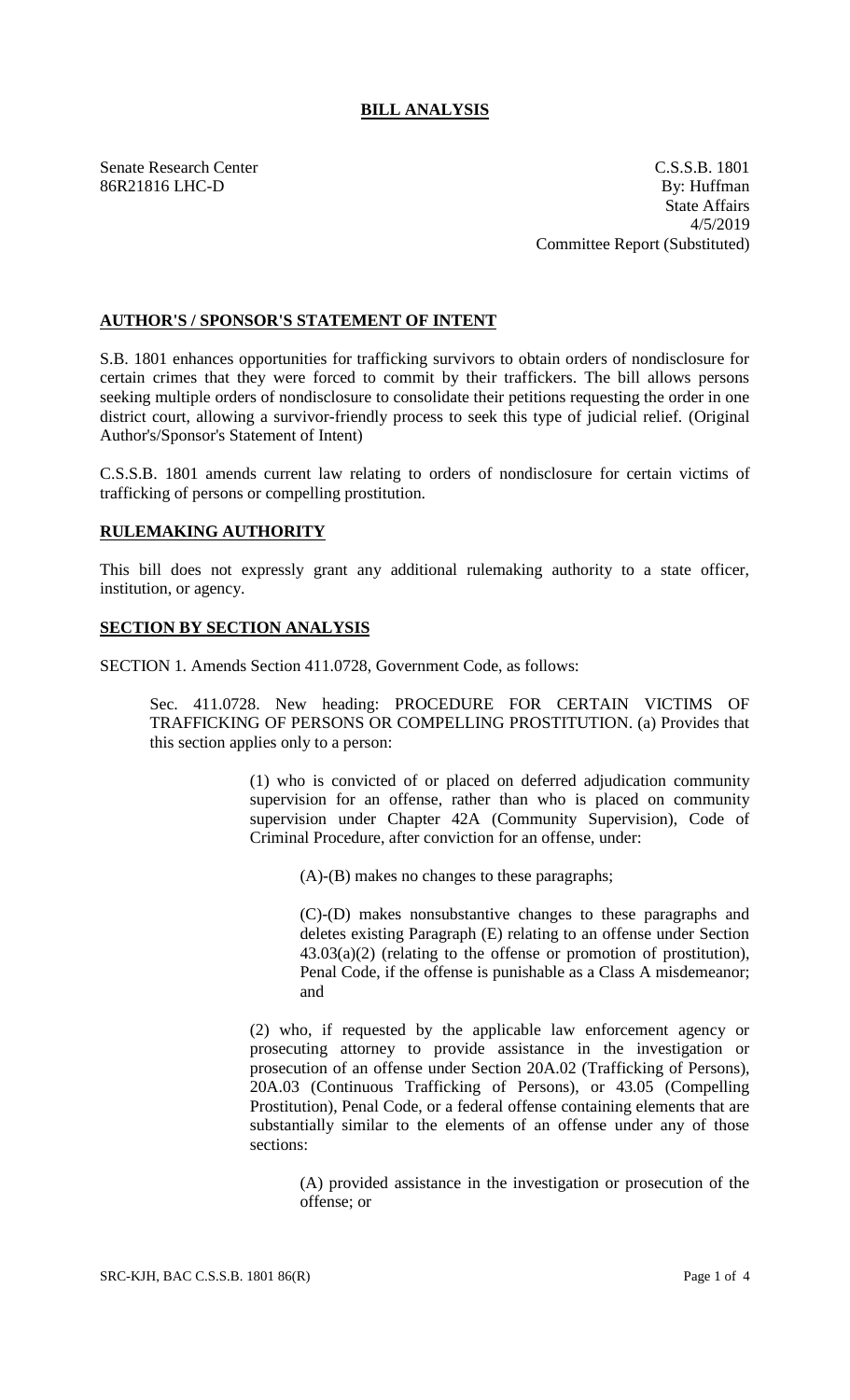# BILL ANALYSIS

Senate Research Center C.S.S.B. 1801
86R21816 LHC-D By: Huffman
State Affairs
4/5/2019
Committee Report (Substituted)

## AUTHOR'S / SPONSOR'S STATEMENT OF INTENT

S.B. 1801 enhances opportunities for trafficking survivors to obtain orders of nondisclosure for certain crimes that they were forced to commit by their traffickers. The bill allows persons seeking multiple orders of nondisclosure to consolidate their petitions requesting the order in one district court, allowing a survivor-friendly process to seek this type of judicial relief. (Original Author's/Sponsor's Statement of Intent)

C.S.S.B. 1801 amends current law relating to orders of nondisclosure for certain victims of trafficking of persons or compelling prostitution.

## RULEMAKING AUTHORITY

This bill does not expressly grant any additional rulemaking authority to a state officer, institution, or agency.

## SECTION BY SECTION ANALYSIS

SECTION 1. Amends Section 411.0728, Government Code, as follows:

Sec. 411.0728. New heading: PROCEDURE FOR CERTAIN VICTIMS OF TRAFFICKING OF PERSONS OR COMPELLING PROSTITUTION. (a) Provides that this section applies only to a person:

(1) who is convicted of or placed on deferred adjudication community supervision for an offense, rather than who is placed on community supervision under Chapter 42A (Community Supervision), Code of Criminal Procedure, after conviction for an offense, under:

(A)-(B) makes no changes to these paragraphs;

(C)-(D) makes nonsubstantive changes to these paragraphs and deletes existing Paragraph (E) relating to an offense under Section 43.03(a)(2) (relating to the offense or promotion of prostitution), Penal Code, if the offense is punishable as a Class A misdemeanor; and

(2) who, if requested by the applicable law enforcement agency or prosecuting attorney to provide assistance in the investigation or prosecution of an offense under Section 20A.02 (Trafficking of Persons), 20A.03 (Continuous Trafficking of Persons), or 43.05 (Compelling Prostitution), Penal Code, or a federal offense containing elements that are substantially similar to the elements of an offense under any of those sections:

(A) provided assistance in the investigation or prosecution of the offense; or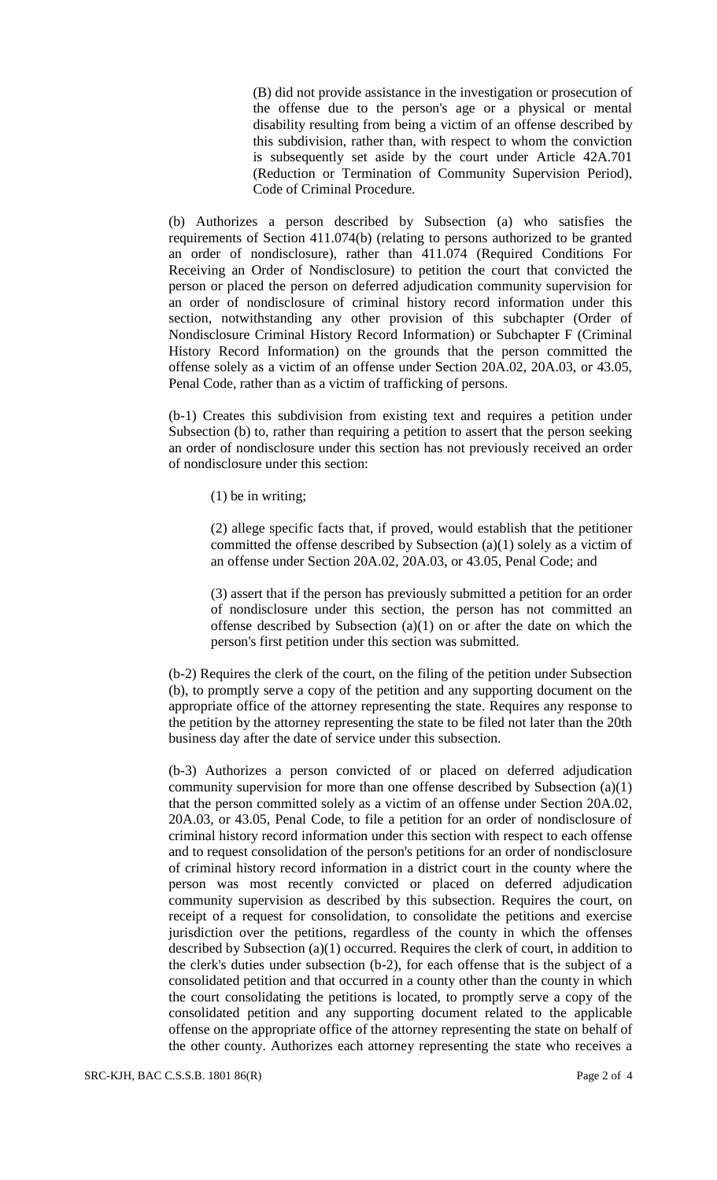(B) did not provide assistance in the investigation or prosecution of the offense due to the person's age or a physical or mental disability resulting from being a victim of an offense described by this subdivision, rather than, with respect to whom the conviction is subsequently set aside by the court under Article 42A.701 (Reduction or Termination of Community Supervision Period), Code of Criminal Procedure.

(b) Authorizes a person described by Subsection (a) who satisfies the requirements of Section 411.074(b) (relating to persons authorized to be granted an order of nondisclosure), rather than 411.074 (Required Conditions For Receiving an Order of Nondisclosure) to petition the court that convicted the person or placed the person on deferred adjudication community supervision for an order of nondisclosure of criminal history record information under this section, notwithstanding any other provision of this subchapter (Order of Nondisclosure Criminal History Record Information) or Subchapter F (Criminal History Record Information) on the grounds that the person committed the offense solely as a victim of an offense under Section 20A.02, 20A.03, or 43.05, Penal Code, rather than as a victim of trafficking of persons.

(b-1) Creates this subdivision from existing text and requires a petition under Subsection (b) to, rather than requiring a petition to assert that the person seeking an order of nondisclosure under this section has not previously received an order of nondisclosure under this section:

(1) be in writing;

(2) allege specific facts that, if proved, would establish that the petitioner committed the offense described by Subsection (a)(1) solely as a victim of an offense under Section 20A.02, 20A.03, or 43.05, Penal Code; and

(3) assert that if the person has previously submitted a petition for an order of nondisclosure under this section, the person has not committed an offense described by Subsection (a)(1) on or after the date on which the person's first petition under this section was submitted.

(b-2) Requires the clerk of the court, on the filing of the petition under Subsection (b), to promptly serve a copy of the petition and any supporting document on the appropriate office of the attorney representing the state. Requires any response to the petition by the attorney representing the state to be filed not later than the 20th business day after the date of service under this subsection.

(b-3) Authorizes a person convicted of or placed on deferred adjudication community supervision for more than one offense described by Subsection (a)(1) that the person committed solely as a victim of an offense under Section 20A.02, 20A.03, or 43.05, Penal Code, to file a petition for an order of nondisclosure of criminal history record information under this section with respect to each offense and to request consolidation of the person's petitions for an order of nondisclosure of criminal history record information in a district court in the county where the person was most recently convicted or placed on deferred adjudication community supervision as described by this subsection. Requires the court, on receipt of a request for consolidation, to consolidate the petitions and exercise jurisdiction over the petitions, regardless of the county in which the offenses described by Subsection (a)(1) occurred. Requires the clerk of court, in addition to the clerk's duties under subsection (b-2), for each offense that is the subject of a consolidated petition and that occurred in a county other than the county in which the court consolidating the petitions is located, to promptly serve a copy of the consolidated petition and any supporting document related to the applicable offense on the appropriate office of the attorney representing the state on behalf of the other county. Authorizes each attorney representing the state who receives a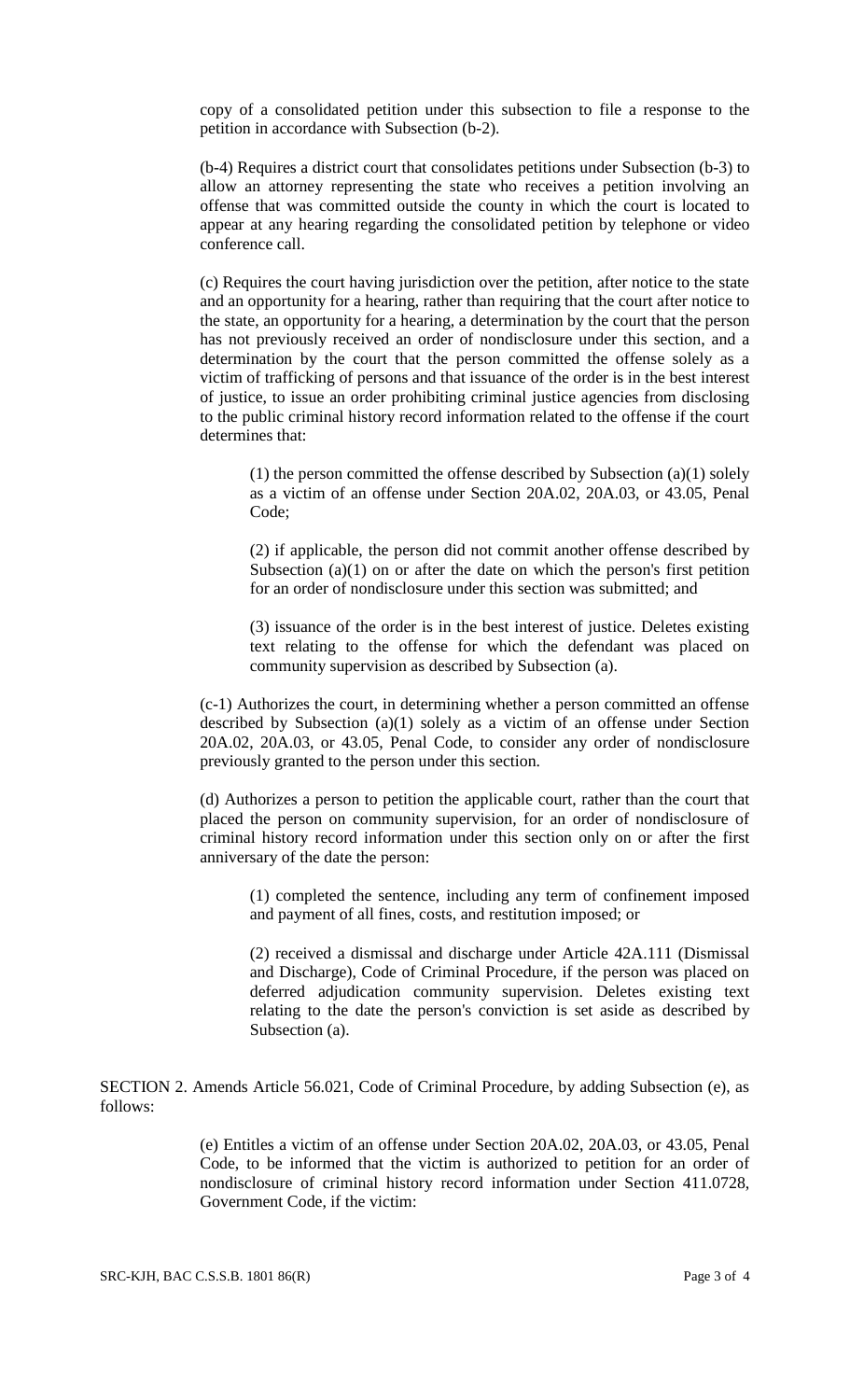copy of a consolidated petition under this subsection to file a response to the petition in accordance with Subsection (b-2).

(b-4) Requires a district court that consolidates petitions under Subsection (b-3) to allow an attorney representing the state who receives a petition involving an offense that was committed outside the county in which the court is located to appear at any hearing regarding the consolidated petition by telephone or video conference call.

(c) Requires the court having jurisdiction over the petition, after notice to the state and an opportunity for a hearing, rather than requiring that the court after notice to the state, an opportunity for a hearing, a determination by the court that the person has not previously received an order of nondisclosure under this section, and a determination by the court that the person committed the offense solely as a victim of trafficking of persons and that issuance of the order is in the best interest of justice, to issue an order prohibiting criminal justice agencies from disclosing to the public criminal history record information related to the offense if the court determines that:

(1) the person committed the offense described by Subsection (a)(1) solely as a victim of an offense under Section 20A.02, 20A.03, or 43.05, Penal Code;

(2) if applicable, the person did not commit another offense described by Subsection (a)(1) on or after the date on which the person's first petition for an order of nondisclosure under this section was submitted; and

(3) issuance of the order is in the best interest of justice. Deletes existing text relating to the offense for which the defendant was placed on community supervision as described by Subsection (a).

(c-1) Authorizes the court, in determining whether a person committed an offense described by Subsection (a)(1) solely as a victim of an offense under Section 20A.02, 20A.03, or 43.05, Penal Code, to consider any order of nondisclosure previously granted to the person under this section.

(d) Authorizes a person to petition the applicable court, rather than the court that placed the person on community supervision, for an order of nondisclosure of criminal history record information under this section only on or after the first anniversary of the date the person:

(1) completed the sentence, including any term of confinement imposed and payment of all fines, costs, and restitution imposed; or

(2) received a dismissal and discharge under Article 42A.111 (Dismissal and Discharge), Code of Criminal Procedure, if the person was placed on deferred adjudication community supervision. Deletes existing text relating to the date the person's conviction is set aside as described by Subsection (a).

SECTION 2. Amends Article 56.021, Code of Criminal Procedure, by adding Subsection (e), as follows:

(e) Entitles a victim of an offense under Section 20A.02, 20A.03, or 43.05, Penal Code, to be informed that the victim is authorized to petition for an order of nondisclosure of criminal history record information under Section 411.0728, Government Code, if the victim: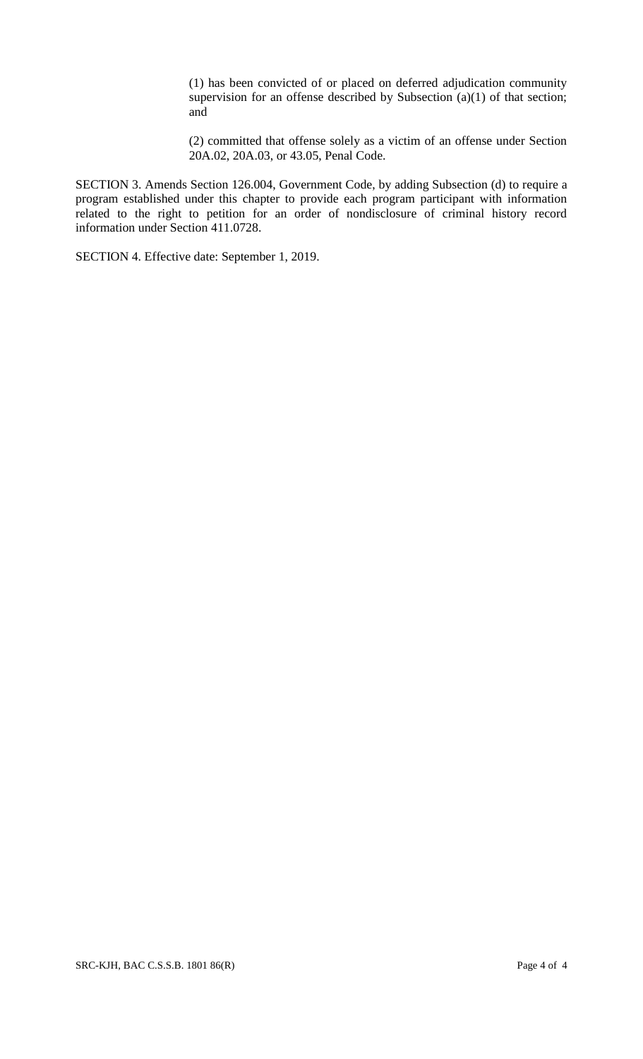(1) has been convicted of or placed on deferred adjudication community supervision for an offense described by Subsection (a)(1) of that section; and

(2) committed that offense solely as a victim of an offense under Section 20A.02, 20A.03, or 43.05, Penal Code.

SECTION 3. Amends Section 126.004, Government Code, by adding Subsection (d) to require a program established under this chapter to provide each program participant with information related to the right to petition for an order of nondisclosure of criminal history record information under Section 411.0728.

SECTION 4. Effective date: September 1, 2019.